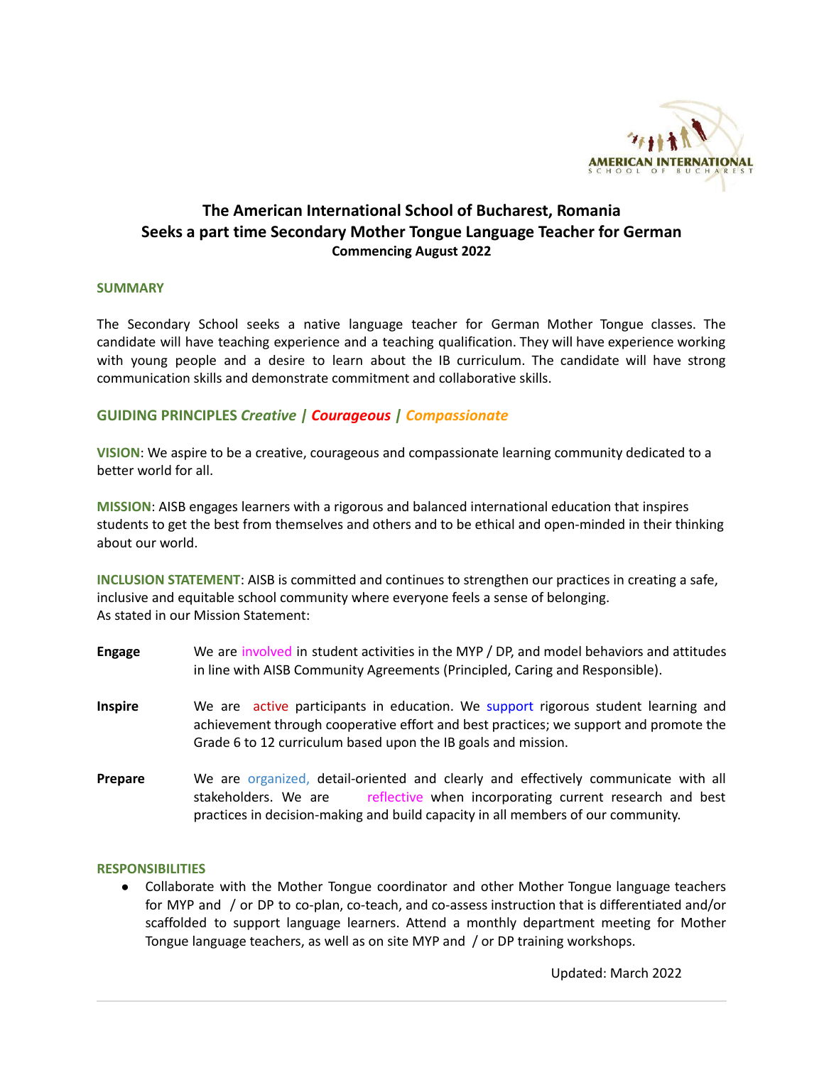# The American International School of Bucharest, Romania
# Seeks a part time Secondary Mother Tongue Language Teacher for German
### Commencing August 2022

**SUMMARY**

The Secondary School seeks a native language teacher for German Mother Tongue classes. The candidate will have teaching experience and a teaching qualification. They will have experience working with young people and a desire to learn about the IB curriculum. The candidate will have strong communication skills and demonstrate commitment and collaborative skills.

**GUIDING PRINCIPLES** ***Creative | Courageous | Compassionate***

**VISION**: We aspire to be a creative, courageous and compassionate learning community dedicated to a better world for all.

**MISSION**: AISB engages learners with a rigorous and balanced international education that inspires students to get the best from themselves and others and to be ethical and open-minded in their thinking about our world.

**INCLUSION STATEMENT**: AISB is committed and continues to strengthen our practices in creating a safe, inclusive and equitable school community where everyone feels a sense of belonging.
As stated in our Mission Statement:

**Engage** We are involved in student activities in the MYP / DP, and model behaviors and attitudes in line with AISB Community Agreements (Principled, Caring and Responsible).

**Inspire** We are active participants in education. We support rigorous student learning and achievement through cooperative effort and best practices; we support and promote the Grade 6 to 12 curriculum based upon the IB goals and mission.

**Prepare** We are organized, detail-oriented and clearly and effectively communicate with all stakeholders. We are reflective when incorporating current research and best practices in decision-making and build capacity in all members of our community.

**RESPONSIBILITIES**

- Collaborate with the Mother Tongue coordinator and other Mother Tongue language teachers for MYP and / or DP to co-plan, co-teach, and co-assess instruction that is differentiated and/or scaffolded to support language learners. Attend a monthly department meeting for Mother Tongue language teachers, as well as on site MYP and / or DP training workshops.

Updated: March 2022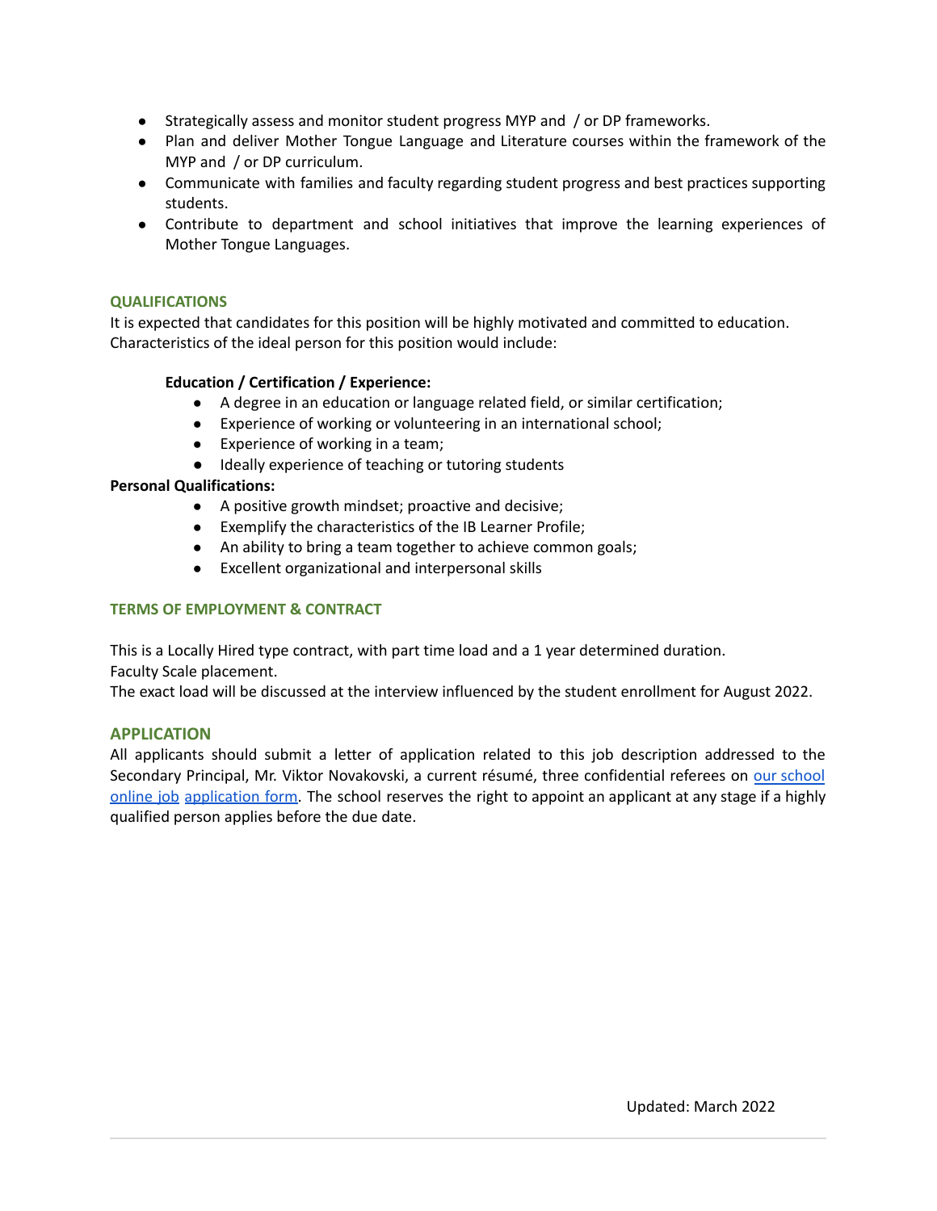- Strategically assess and monitor student progress MYP and / or DP frameworks.
- Plan and deliver Mother Tongue Language and Literature courses within the framework of the MYP and / or DP curriculum.
- Communicate with families and faculty regarding student progress and best practices supporting students.
- Contribute to department and school initiatives that improve the learning experiences of Mother Tongue Languages.

## QUALIFICATIONS

It is expected that candidates for this position will be highly motivated and committed to education. Characteristics of the ideal person for this position would include:

**Education / Certification / Experience:**

- A degree in an education or language related field, or similar certification;
- Experience of working or volunteering in an international school;
- Experience of working in a team;
- Ideally experience of teaching or tutoring students

**Personal Qualifications:**

- A positive growth mindset; proactive and decisive;
- Exemplify the characteristics of the IB Learner Profile;
- An ability to bring a team together to achieve common goals;
- Excellent organizational and interpersonal skills

## TERMS OF EMPLOYMENT & CONTRACT

This is a Locally Hired type contract, with part time load and a 1 year determined duration.
Faculty Scale placement.
The exact load will be discussed at the interview influenced by the student enrollment for August 2022.

## APPLICATION

All applicants should submit a letter of application related to this job description addressed to the Secondary Principal, Mr. Viktor Novakovski, a current résumé, three confidential referees on our school online job application form. The school reserves the right to appoint an applicant at any stage if a highly qualified person applies before the due date.

Updated: March 2022